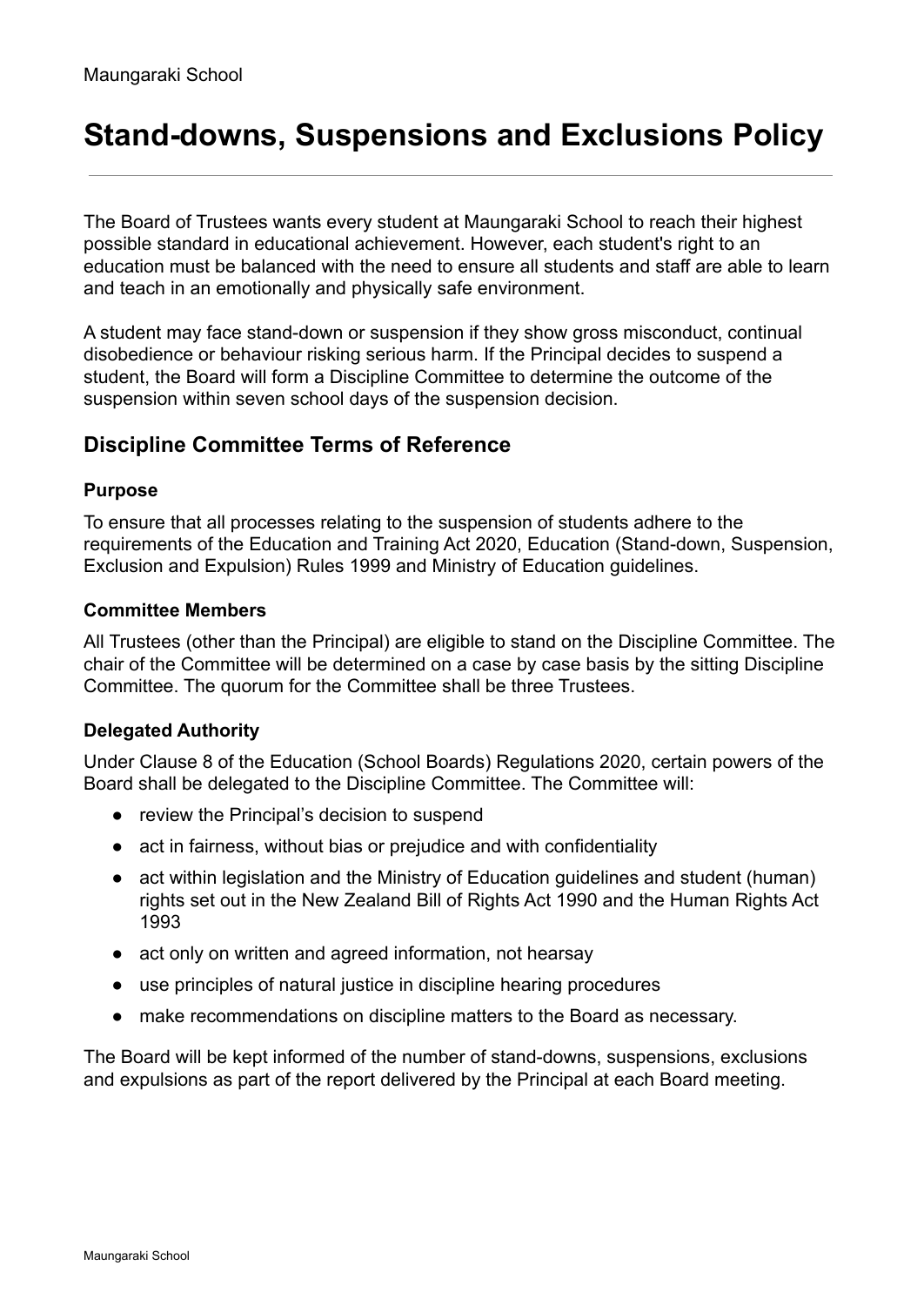Maungaraki School

# Stand-downs, Suspensions and Exclusions Policy

The Board of Trustees wants every student at Maungaraki School to reach their highest possible standard in educational achievement. However, each student's right to an education must be balanced with the need to ensure all students and staff are able to learn and teach in an emotionally and physically safe environment.

A student may face stand-down or suspension if they show gross misconduct, continual disobedience or behaviour risking serious harm. If the Principal decides to suspend a student, the Board will form a Discipline Committee to determine the outcome of the suspension within seven school days of the suspension decision.

## Discipline Committee Terms of Reference

### Purpose

To ensure that all processes relating to the suspension of students adhere to the requirements of the Education and Training Act 2020, Education (Stand-down, Suspension, Exclusion and Expulsion) Rules 1999 and Ministry of Education guidelines.

### Committee Members

All Trustees (other than the Principal) are eligible to stand on the Discipline Committee. The chair of the Committee will be determined on a case by case basis by the sitting Discipline Committee. The quorum for the Committee shall be three Trustees.

### Delegated Authority

Under Clause 8 of the Education (School Boards) Regulations 2020, certain powers of the Board shall be delegated to the Discipline Committee. The Committee will:

- review the Principal's decision to suspend
- act in fairness, without bias or prejudice and with confidentiality
- act within legislation and the Ministry of Education guidelines and student (human) rights set out in the New Zealand Bill of Rights Act 1990 and the Human Rights Act 1993
- act only on written and agreed information, not hearsay
- use principles of natural justice in discipline hearing procedures
- make recommendations on discipline matters to the Board as necessary.

The Board will be kept informed of the number of stand-downs, suspensions, exclusions and expulsions as part of the report delivered by the Principal at each Board meeting.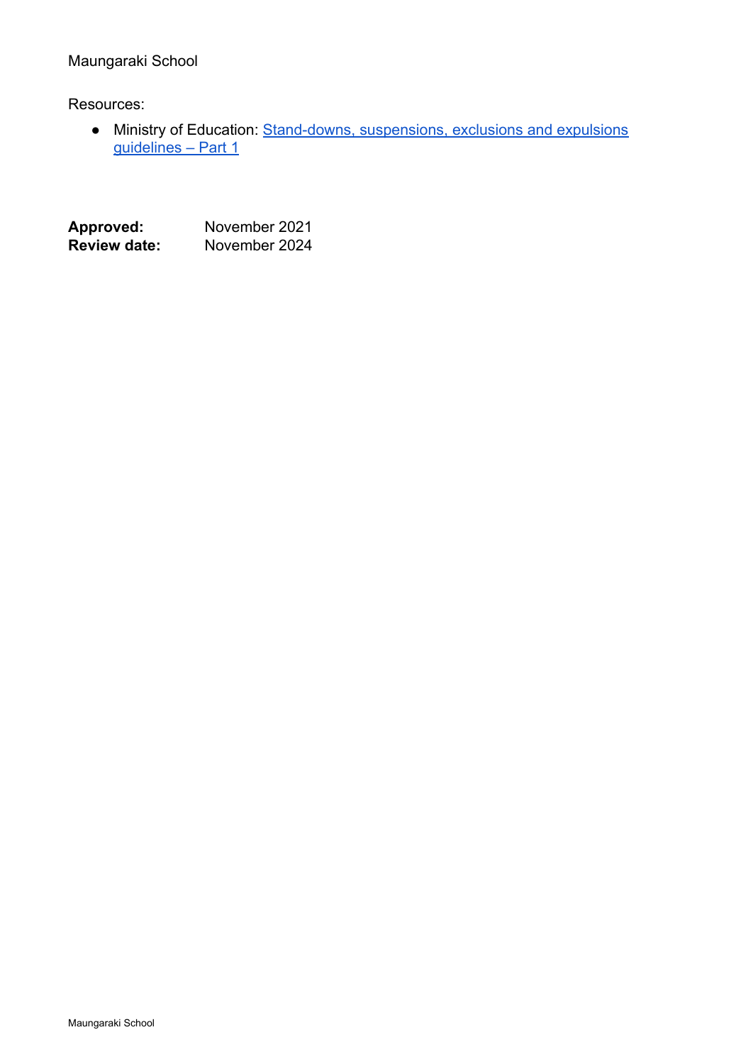Resources:

- Ministry of Education: [Stand-downs, suspensions, exclusions and expulsions guidelines – Part 1]

| | |
|---|---|
| **Approved:** | November 2021 |
| **Review date:** | November 2024 |